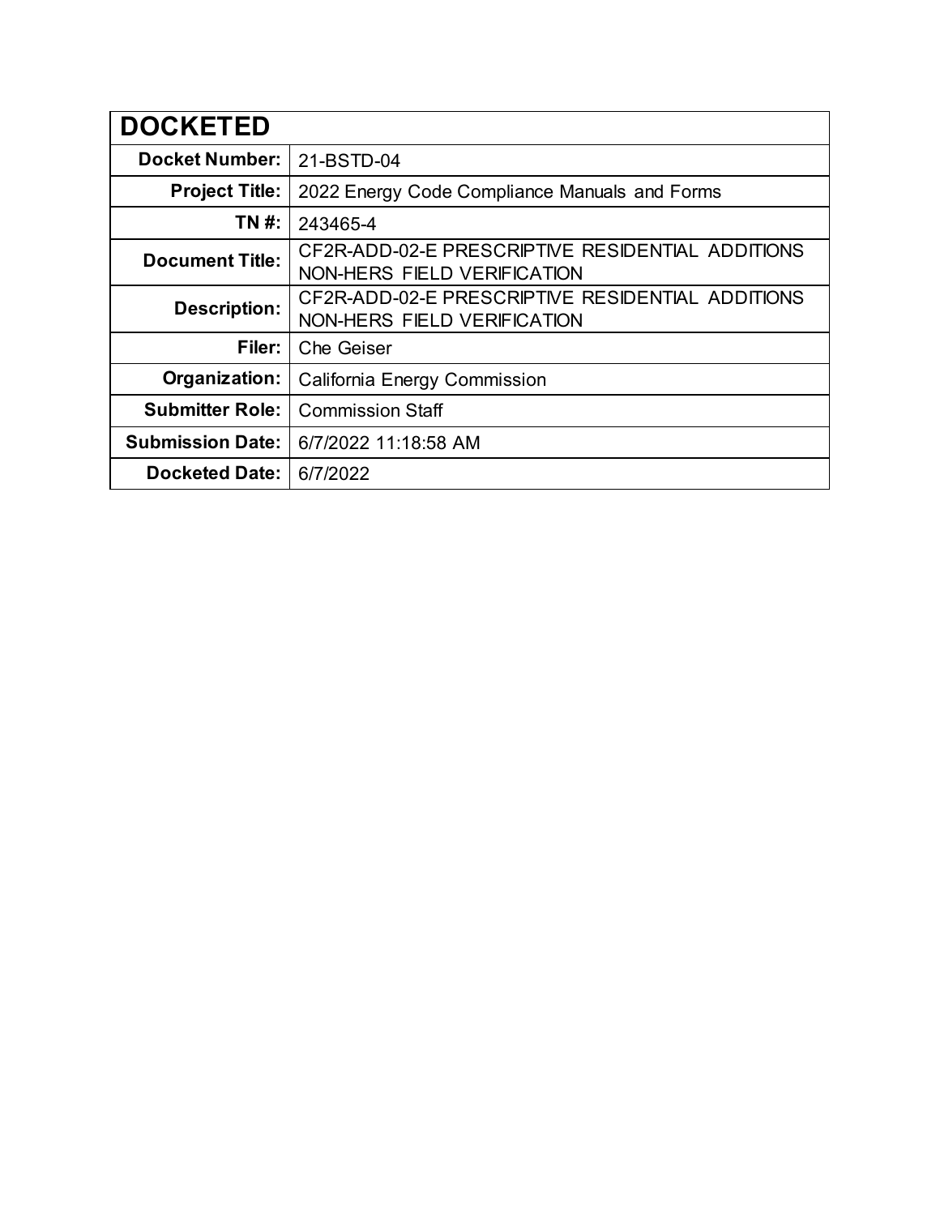| DOCKETED | |
|---|---|
| **Docket Number:** | 21-BSTD-04 |
| **Project Title:** | 2022 Energy Code Compliance Manuals and Forms |
| **TN #:** | 243465-4 |
| **Document Title:** | CF2R-ADD-02-E PRESCRIPTIVE RESIDENTIAL ADDITIONS NON-HERS FIELD VERIFICATION |
| **Description:** | CF2R-ADD-02-E PRESCRIPTIVE RESIDENTIAL ADDITIONS NON-HERS FIELD VERIFICATION |
| **Filer:** | Che Geiser |
| **Organization:** | California Energy Commission |
| **Submitter Role:** | Commission Staff |
| **Submission Date:** | 6/7/2022 11:18:58 AM |
| **Docketed Date:** | 6/7/2022 |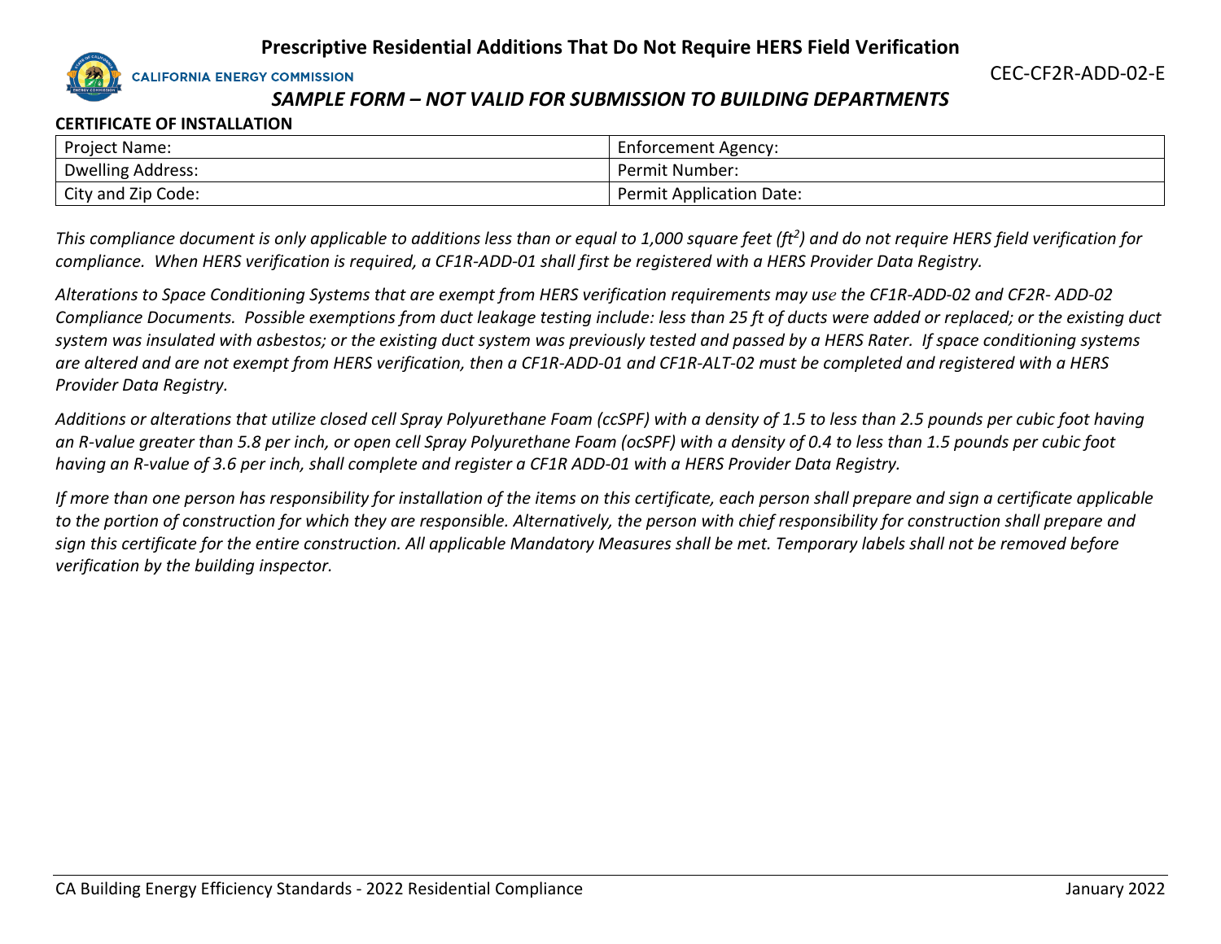# Prescriptive Residential Additions That Do Not Require HERS Field Verification

CALIFORNIA ENERGY COMMISSION

CEC-CF2R-ADD-02-E

*SAMPLE FORM – NOT VALID FOR SUBMISSION TO BUILDING DEPARTMENTS*

**CERTIFICATE OF INSTALLATION**

| Project Name: | Enforcement Agency: |
|---|---|
| Dwelling Address: | Permit Number: |
| City and Zip Code: | Permit Application Date: |

*This compliance document is only applicable to additions less than or equal to 1,000 square feet (ft$^2$) and do not require HERS field verification for compliance. When HERS verification is required, a CF1R-ADD-01 shall first be registered with a HERS Provider Data Registry.*

*Alterations to Space Conditioning Systems that are exempt from HERS verification requirements may use the CF1R-ADD-02 and CF2R- ADD-02 Compliance Documents. Possible exemptions from duct leakage testing include: less than 25 ft of ducts were added or replaced; or the existing duct system was insulated with asbestos; or the existing duct system was previously tested and passed by a HERS Rater. If space conditioning systems are altered and are not exempt from HERS verification, then a CF1R-ADD-01 and CF1R-ALT-02 must be completed and registered with a HERS Provider Data Registry.*

*Additions or alterations that utilize closed cell Spray Polyurethane Foam (ccSPF) with a density of 1.5 to less than 2.5 pounds per cubic foot having an R-value greater than 5.8 per inch, or open cell Spray Polyurethane Foam (ocSPF) with a density of 0.4 to less than 1.5 pounds per cubic foot having an R-value of 3.6 per inch, shall complete and register a CF1R ADD-01 with a HERS Provider Data Registry.*

*If more than one person has responsibility for installation of the items on this certificate, each person shall prepare and sign a certificate applicable to the portion of construction for which they are responsible. Alternatively, the person with chief responsibility for construction shall prepare and sign this certificate for the entire construction. All applicable Mandatory Measures shall be met. Temporary labels shall not be removed before verification by the building inspector.*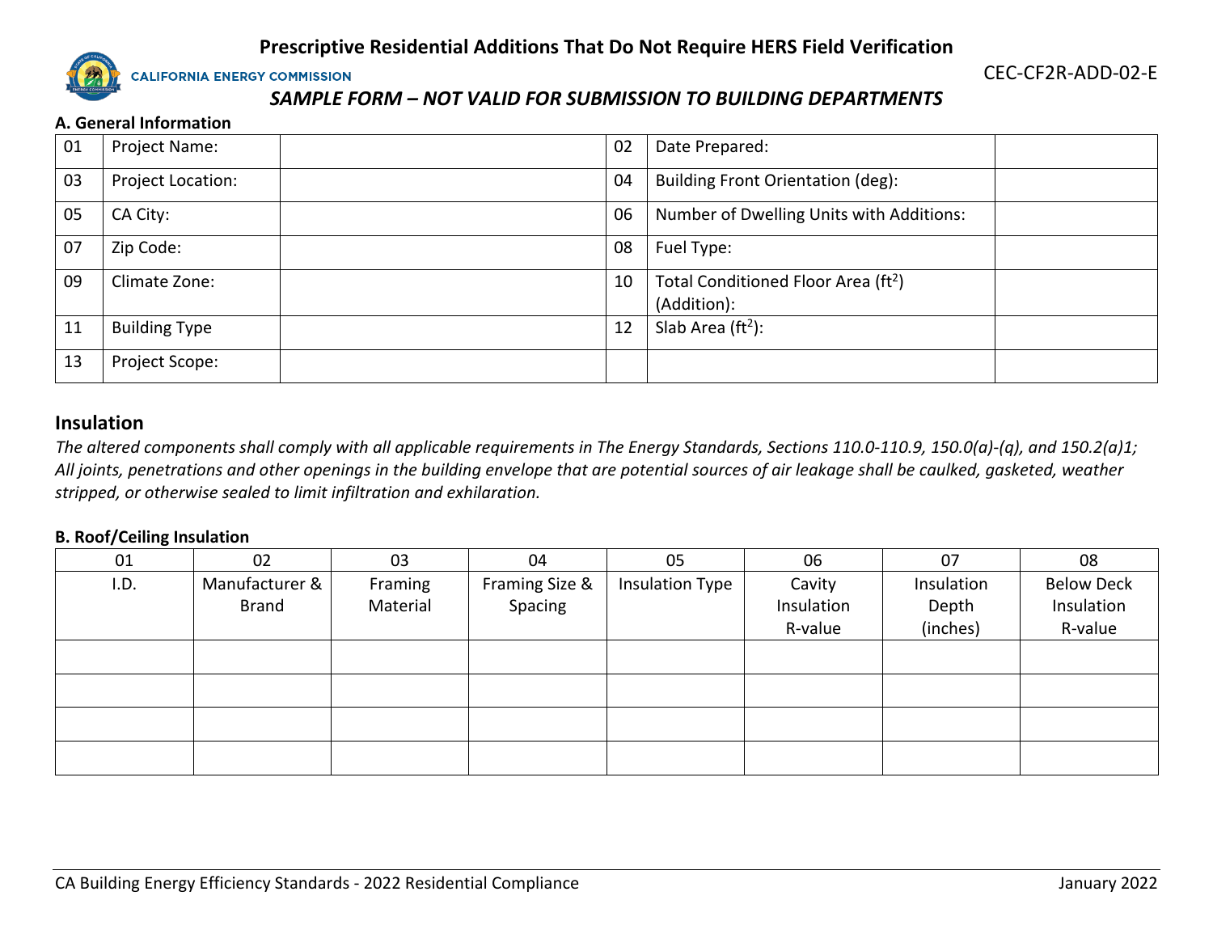# Prescriptive Residential Additions That Do Not Require HERS Field Verification

CALIFORNIA ENERGY COMMISSION

CEC-CF2R-ADD-02-E

***SAMPLE FORM – NOT VALID FOR SUBMISSION TO BUILDING DEPARTMENTS***

### A. General Information

| | | | | | |
|---|---|---|---|---|---|
| 01 | Project Name: | | 02 | Date Prepared: | |
| 03 | Project Location: | | 04 | Building Front Orientation (deg): | |
| 05 | CA City: | | 06 | Number of Dwelling Units with Additions: | |
| 07 | Zip Code: | | 08 | Fuel Type: | |
| 09 | Climate Zone: | | 10 | Total Conditioned Floor Area (ft$^2$) (Addition): | |
| 11 | Building Type | | 12 | Slab Area (ft$^2$): | |
| 13 | Project Scope: | | | | |

## Insulation

*The altered components shall comply with all applicable requirements in The Energy Standards, Sections 110.0-110.9, 150.0(a)-(q), and 150.2(a)1; All joints, penetrations and other openings in the building envelope that are potential sources of air leakage shall be caulked, gasketed, weather stripped, or otherwise sealed to limit infiltration and exhilaration.*

### B. Roof/Ceiling Insulation

| 01 | 02 | 03 | 04 | 05 | 06 | 07 | 08 |
|---|---|---|---|---|---|---|---|
| I.D. | Manufacturer & Brand | Framing Material | Framing Size & Spacing | Insulation Type | Cavity Insulation R-value | Insulation Depth (inches) | Below Deck Insulation R-value |
| | | | | | | | |
| | | | | | | | |
| | | | | | | | |
| | | | | | | | |

CA Building Energy Efficiency Standards - 2022 Residential Compliance

January 2022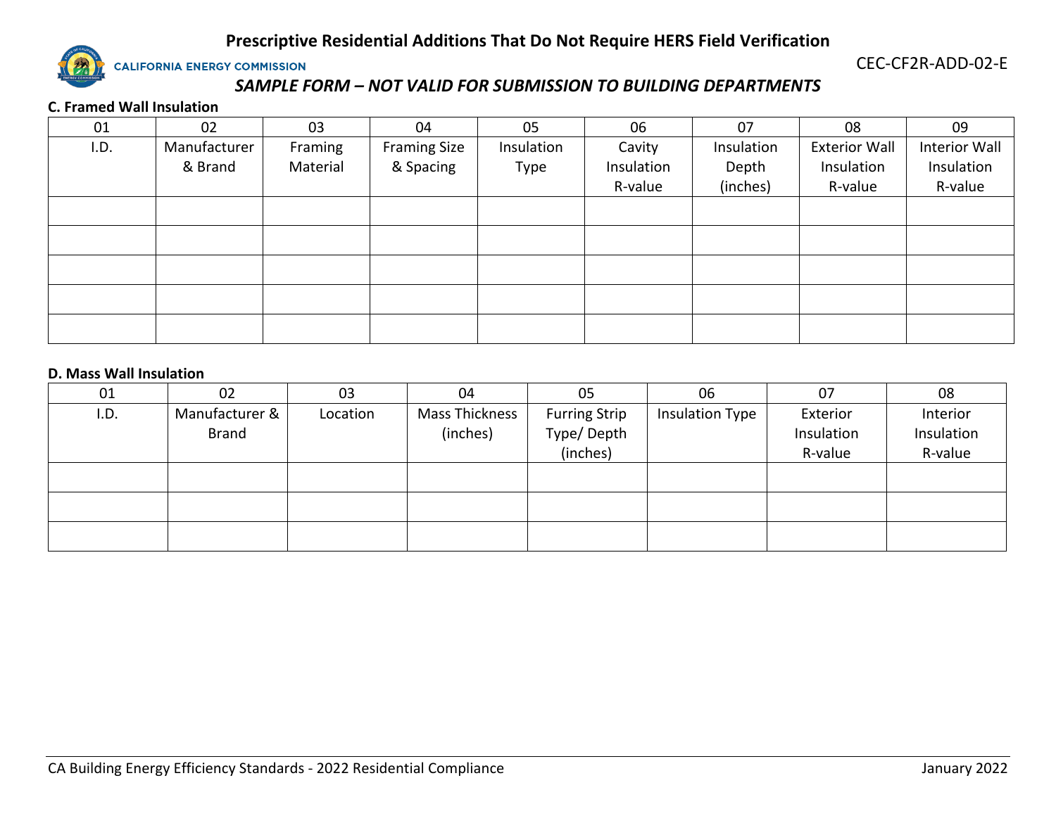# Prescriptive Residential Additions That Do Not Require HERS Field Verification

CALIFORNIA ENERGY COMMISSION

CEC-CF2R-ADD-02-E

*SAMPLE FORM – NOT VALID FOR SUBMISSION TO BUILDING DEPARTMENTS*

### C. Framed Wall Insulation

| 01 | 02 | 03 | 04 | 05 | 06 | 07 | 08 | 09 |
|---|---|---|---|---|---|---|---|---|
| I.D. | Manufacturer & Brand | Framing Material | Framing Size & Spacing | Insulation Type | Cavity Insulation R-value | Insulation Depth (inches) | Exterior Wall Insulation R-value | Interior Wall Insulation R-value |
| | | | | | | | | |
| | | | | | | | | |
| | | | | | | | | |
| | | | | | | | | |
| | | | | | | | | |

### D. Mass Wall Insulation

| 01 | 02 | 03 | 04 | 05 | 06 | 07 | 08 |
|---|---|---|---|---|---|---|---|
| I.D. | Manufacturer & Brand | Location | Mass Thickness (inches) | Furring Strip Type/ Depth (inches) | Insulation Type | Exterior Insulation R-value | Interior Insulation R-value |
| | | | | | | | |
| | | | | | | | |
| | | | | | | | |

CA Building Energy Efficiency Standards - 2022 Residential Compliance

January 2022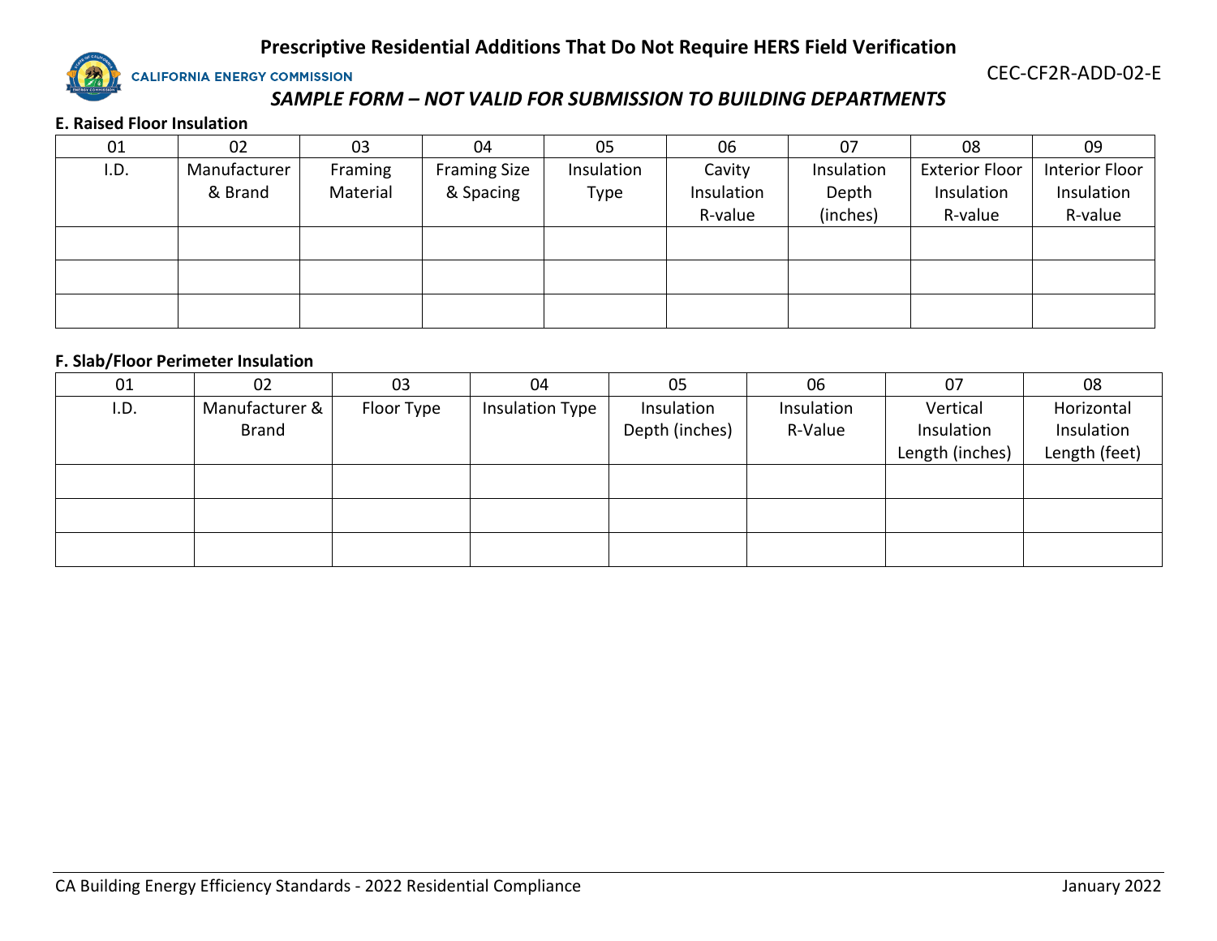## E. Raised Floor Insulation

| 01 | 02 | 03 | 04 | 05 | 06 | 07 | 08 | 09 |
|---|---|---|---|---|---|---|---|---|
| I.D. | Manufacturer & Brand | Framing Material | Framing Size & Spacing | Insulation Type | Cavity Insulation R-value | Insulation Depth (inches) | Exterior Floor Insulation R-value | Interior Floor Insulation R-value |
| | | | | | | | | |
| | | | | | | | | |
| | | | | | | | | |

## F. Slab/Floor Perimeter Insulation

| 01 | 02 | 03 | 04 | 05 | 06 | 07 | 08 |
|---|---|---|---|---|---|---|---|
| I.D. | Manufacturer & Brand | Floor Type | Insulation Type | Insulation Depth (inches) | Insulation R-Value | Vertical Insulation Length (inches) | Horizontal Insulation Length (feet) |
| | | | | | | | |
| | | | | | | | |
| | | | | | | | |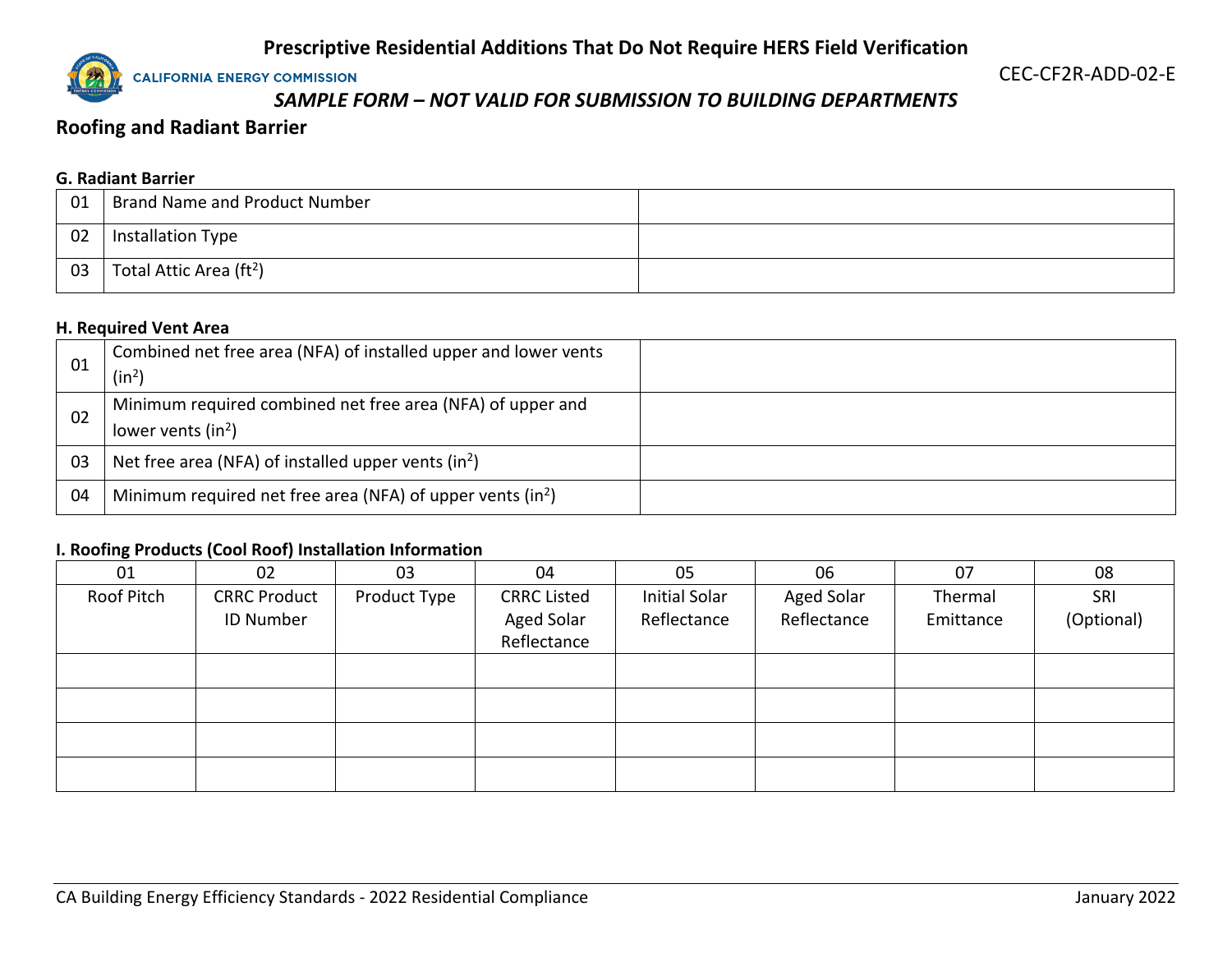## Roofing and Radiant Barrier

### G. Radiant Barrier

| | | |
|---|---|---|
| 01 | Brand Name and Product Number | |
| 02 | Installation Type | |
| 03 | Total Attic Area (ft$^2$) | |

### H. Required Vent Area

| | | |
|---|---|---|
| 01 | Combined net free area (NFA) of installed upper and lower vents (in$^2$) | |
| 02 | Minimum required combined net free area (NFA) of upper and lower vents (in$^2$) | |
| 03 | Net free area (NFA) of installed upper vents (in$^2$) | |
| 04 | Minimum required net free area (NFA) of upper vents (in$^2$) | |

### I. Roofing Products (Cool Roof) Installation Information

| 01 | 02 | 03 | 04 | 05 | 06 | 07 | 08 |
|---|---|---|---|---|---|---|---|
| Roof Pitch | CRRC Product ID Number | Product Type | CRRC Listed Aged Solar Reflectance | Initial Solar Reflectance | Aged Solar Reflectance | Thermal Emittance | SRI (Optional) |
| | | | | | | | |
| | | | | | | | |
| | | | | | | | |
| | | | | | | | |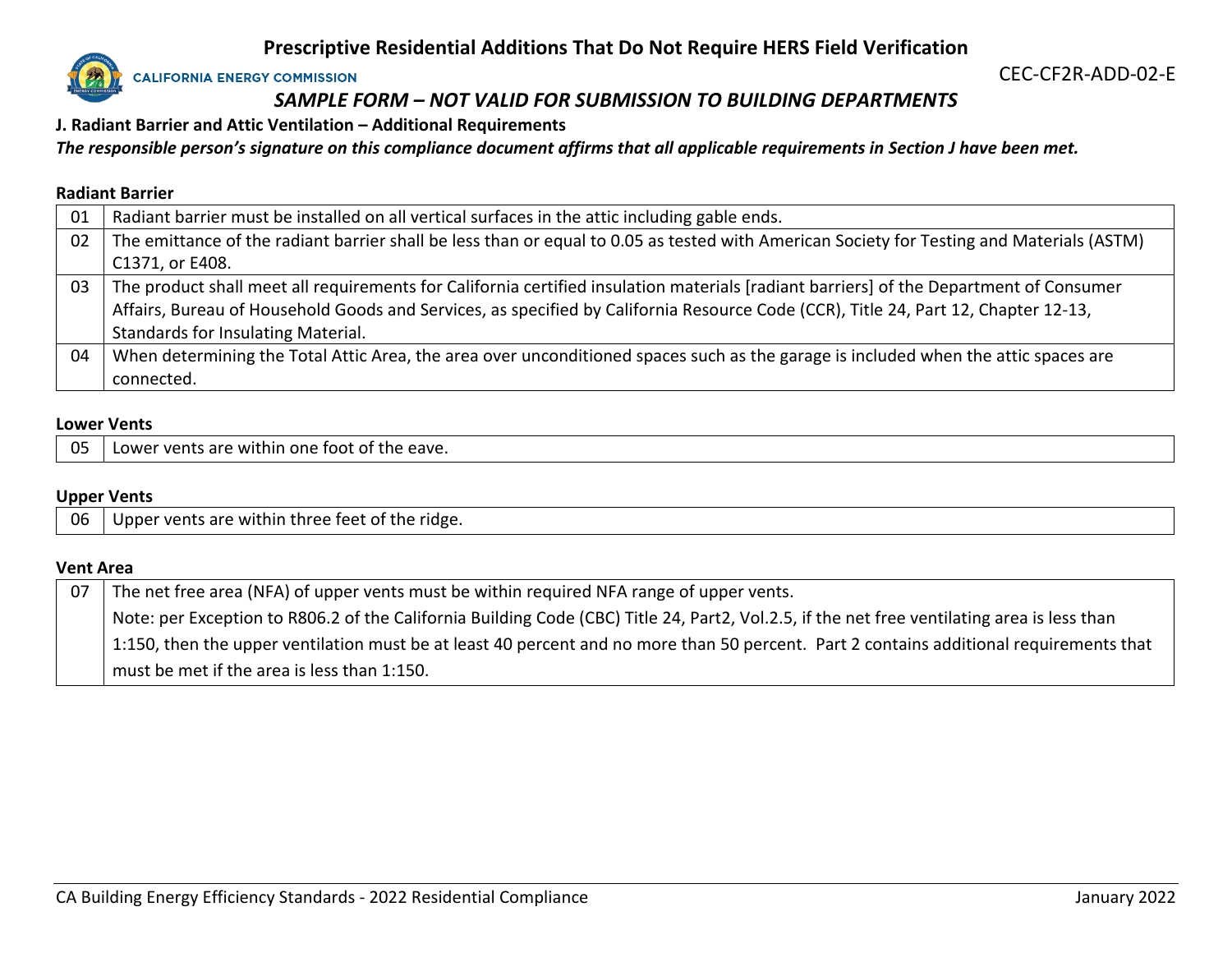# Prescriptive Residential Additions That Do Not Require HERS Field Verification

CALIFORNIA ENERGY COMMISSION

CEC-CF2R-ADD-02-E

*SAMPLE FORM – NOT VALID FOR SUBMISSION TO BUILDING DEPARTMENTS*

**J. Radiant Barrier and Attic Ventilation – Additional Requirements**

***The responsible person's signature on this compliance document affirms that all applicable requirements in Section J have been met.***

**Radiant Barrier**

| | |
|---|---|
| 01 | Radiant barrier must be installed on all vertical surfaces in the attic including gable ends. |
| 02 | The emittance of the radiant barrier shall be less than or equal to 0.05 as tested with American Society for Testing and Materials (ASTM) C1371, or E408. |
| 03 | The product shall meet all requirements for California certified insulation materials [radiant barriers] of the Department of Consumer Affairs, Bureau of Household Goods and Services, as specified by California Resource Code (CCR), Title 24, Part 12, Chapter 12-13, Standards for Insulating Material. |
| 04 | When determining the Total Attic Area, the area over unconditioned spaces such as the garage is included when the attic spaces are connected. |

**Lower Vents**

| | |
|---|---|
| 05 | Lower vents are within one foot of the eave. |

**Upper Vents**

| | |
|---|---|
| 06 | Upper vents are within three feet of the ridge. |

**Vent Area**

| | |
|---|---|
| 07 | The net free area (NFA) of upper vents must be within required NFA range of upper vents. Note: per Exception to R806.2 of the California Building Code (CBC) Title 24, Part2, Vol.2.5, if the net free ventilating area is less than 1:150, then the upper ventilation must be at least 40 percent and no more than 50 percent. Part 2 contains additional requirements that must be met if the area is less than 1:150. |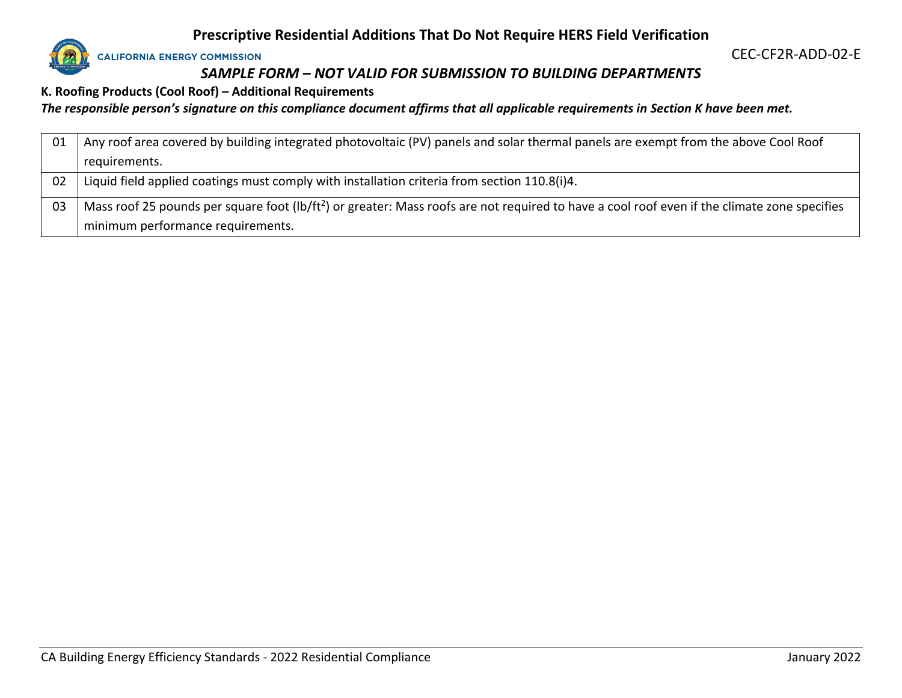**K. Roofing Products (Cool Roof) – Additional Requirements**

***The responsible person's signature on this compliance document affirms that all applicable requirements in Section K have been met.***

| | |
|---|---|
| 01 | Any roof area covered by building integrated photovoltaic (PV) panels and solar thermal panels are exempt from the above Cool Roof requirements. |
| 02 | Liquid field applied coatings must comply with installation criteria from section 110.8(i)4. |
| 03 | Mass roof 25 pounds per square foot ($lb/ft^2$) or greater: Mass roofs are not required to have a cool roof even if the climate zone specifies minimum performance requirements. |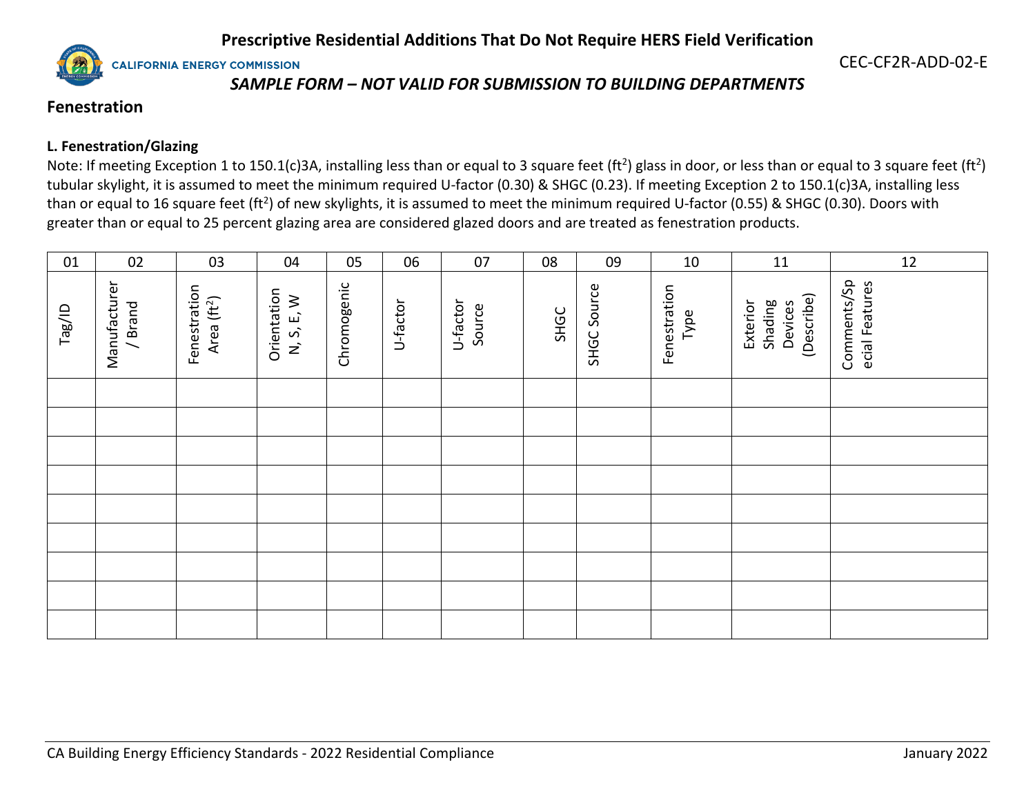# Prescriptive Residential Additions That Do Not Require HERS Field Verification

CEC-CF2R-ADD-02-E

*SAMPLE FORM – NOT VALID FOR SUBMISSION TO BUILDING DEPARTMENTS*

## Fenestration

### L. Fenestration/Glazing

Note: If meeting Exception 1 to 150.1(c)3A, installing less than or equal to 3 square feet (ft$^2$) glass in door, or less than or equal to 3 square feet (ft$^2$) tubular skylight, it is assumed to meet the minimum required U-factor (0.30) & SHGC (0.23). If meeting Exception 2 to 150.1(c)3A, installing less than or equal to 16 square feet (ft$^2$) of new skylights, it is assumed to meet the minimum required U-factor (0.55) & SHGC (0.30). Doors with greater than or equal to 25 percent glazing area are considered glazed doors and are treated as fenestration products.

| 01 | 02 | 03 | 04 | 05 | 06 | 07 | 08 | 09 | 10 | 11 | 12 |
|---|---|---|---|---|---|---|---|---|---|---|---|
| Tag/ID | Manufacturer / Brand | Fenestration Area (ft$^2$) | Orientation N, S, E, W | Chromogenic | U-factor | U-factor Source | SHGC | SHGC Source | Fenestration Type | Exterior Shading Devices (Describe) | Comments/Special Features |
| | | | | | | | | | | | |
| | | | | | | | | | | | |
| | | | | | | | | | | | |
| | | | | | | | | | | | |
| | | | | | | | | | | | |
| | | | | | | | | | | | |
| | | | | | | | | | | | |
| | | | | | | | | | | | |
| | | | | | | | | | | | |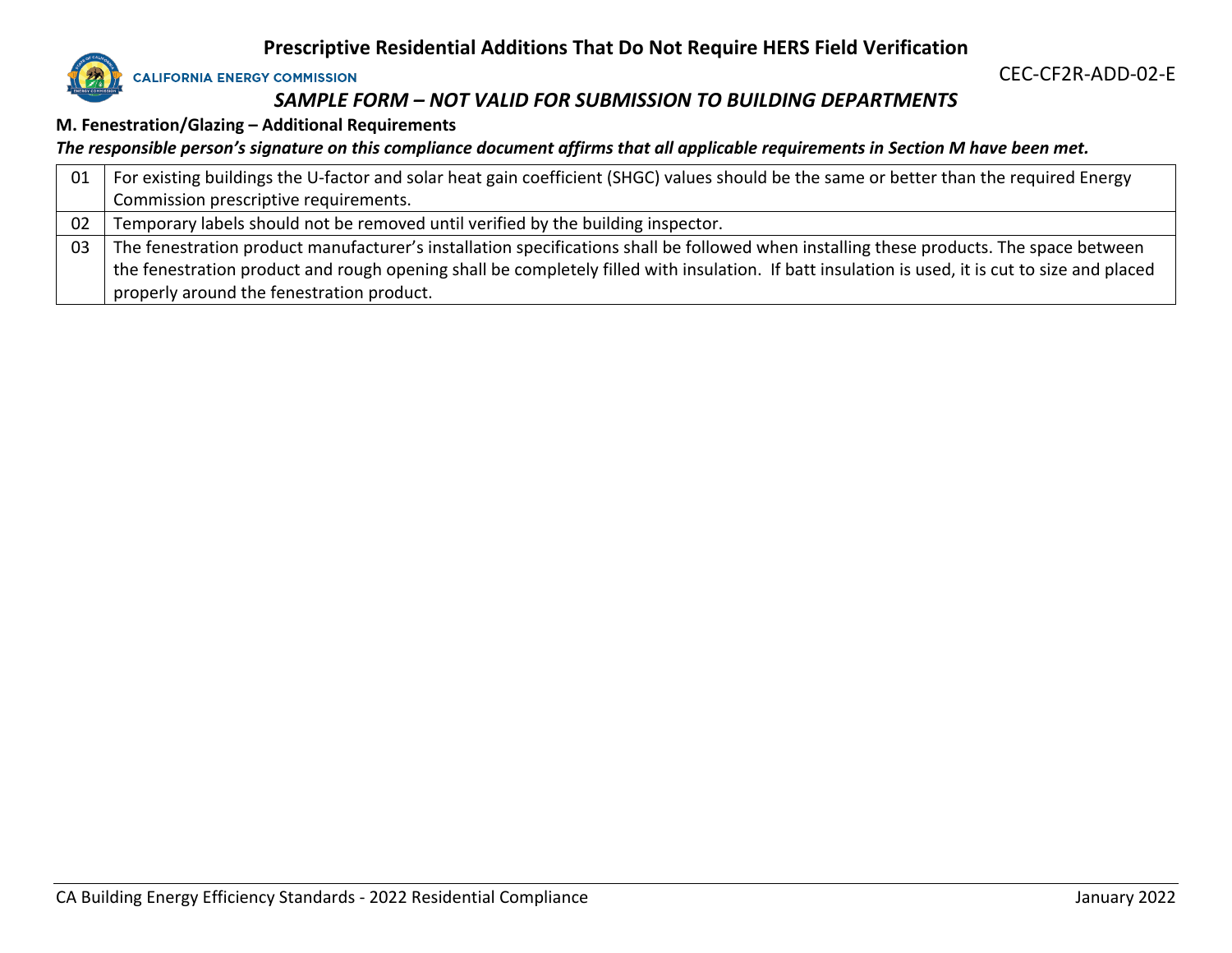### M. Fenestration/Glazing – Additional Requirements

***The responsible person's signature on this compliance document affirms that all applicable requirements in Section M have been met.***

| | |
|---|---|
| 01 | For existing buildings the U-factor and solar heat gain coefficient (SHGC) values should be the same or better than the required Energy Commission prescriptive requirements. |
| 02 | Temporary labels should not be removed until verified by the building inspector. |
| 03 | The fenestration product manufacturer's installation specifications shall be followed when installing these products. The space between the fenestration product and rough opening shall be completely filled with insulation. If batt insulation is used, it is cut to size and placed properly around the fenestration product. |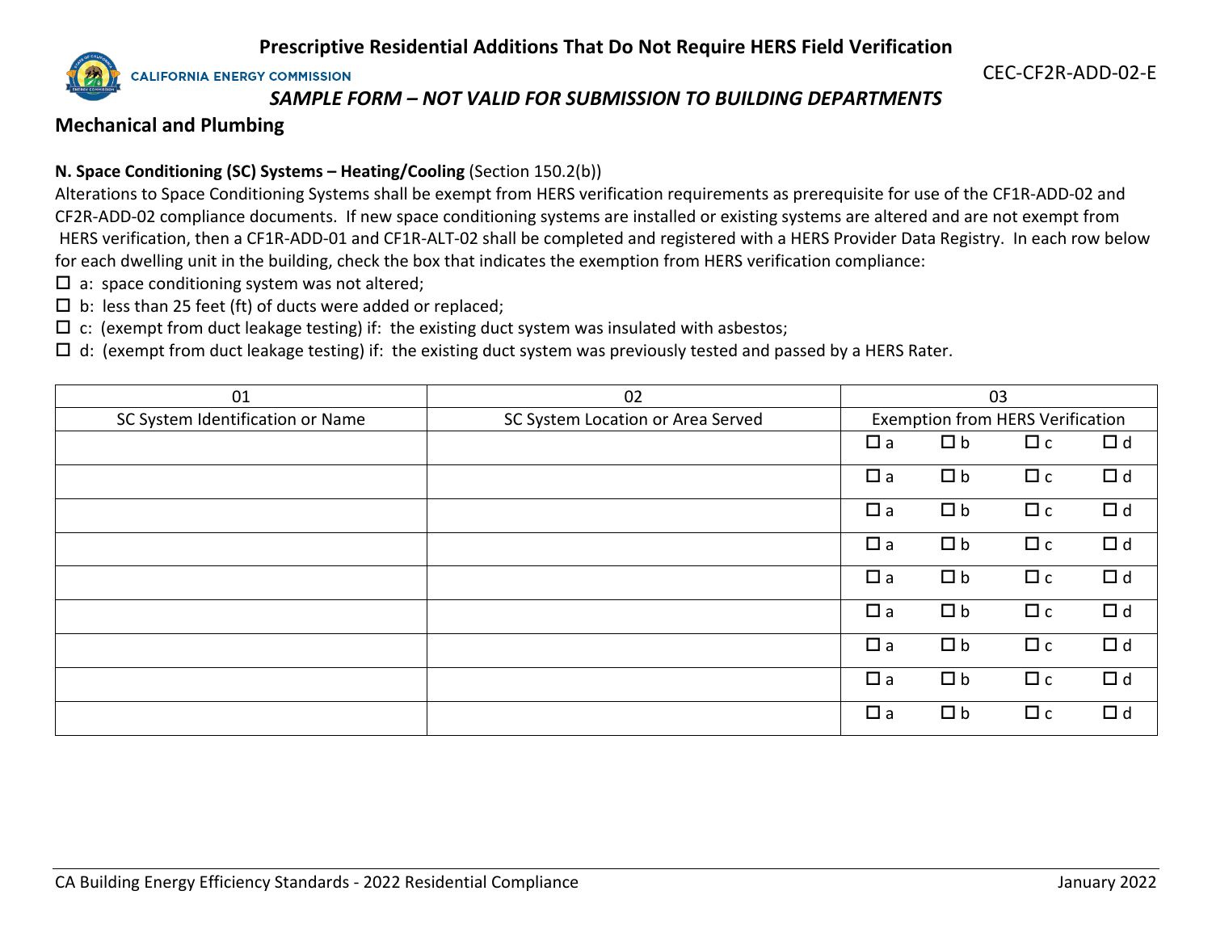# Prescriptive Residential Additions That Do Not Require HERS Field Verification

CALIFORNIA ENERGY COMMISSION

CEC-CF2R-ADD-02-E

*SAMPLE FORM – NOT VALID FOR SUBMISSION TO BUILDING DEPARTMENTS*

## Mechanical and Plumbing

**N. Space Conditioning (SC) Systems – Heating/Cooling** (Section 150.2(b))

Alterations to Space Conditioning Systems shall be exempt from HERS verification requirements as prerequisite for use of the CF1R-ADD-02 and CF2R-ADD-02 compliance documents. If new space conditioning systems are installed or existing systems are altered and are not exempt from HERS verification, then a CF1R-ADD-01 and CF1R-ALT-02 shall be completed and registered with a HERS Provider Data Registry. In each row below for each dwelling unit in the building, check the box that indicates the exemption from HERS verification compliance:

- ☐ a: space conditioning system was not altered;
- ☐ b: less than 25 feet (ft) of ducts were added or replaced;
- ☐ c: (exempt from duct leakage testing) if: the existing duct system was insulated with asbestos;
- ☐ d: (exempt from duct leakage testing) if: the existing duct system was previously tested and passed by a HERS Rater.

| 01 | 02 | 03 |
|---|---|---|
| SC System Identification or Name | SC System Location or Area Served | Exemption from HERS Verification |
| | | ☐ a ☐ b ☐ c ☐ d |
| | | ☐ a ☐ b ☐ c ☐ d |
| | | ☐ a ☐ b ☐ c ☐ d |
| | | ☐ a ☐ b ☐ c ☐ d |
| | | ☐ a ☐ b ☐ c ☐ d |
| | | ☐ a ☐ b ☐ c ☐ d |
| | | ☐ a ☐ b ☐ c ☐ d |
| | | ☐ a ☐ b ☐ c ☐ d |
| | | ☐ a ☐ b ☐ c ☐ d |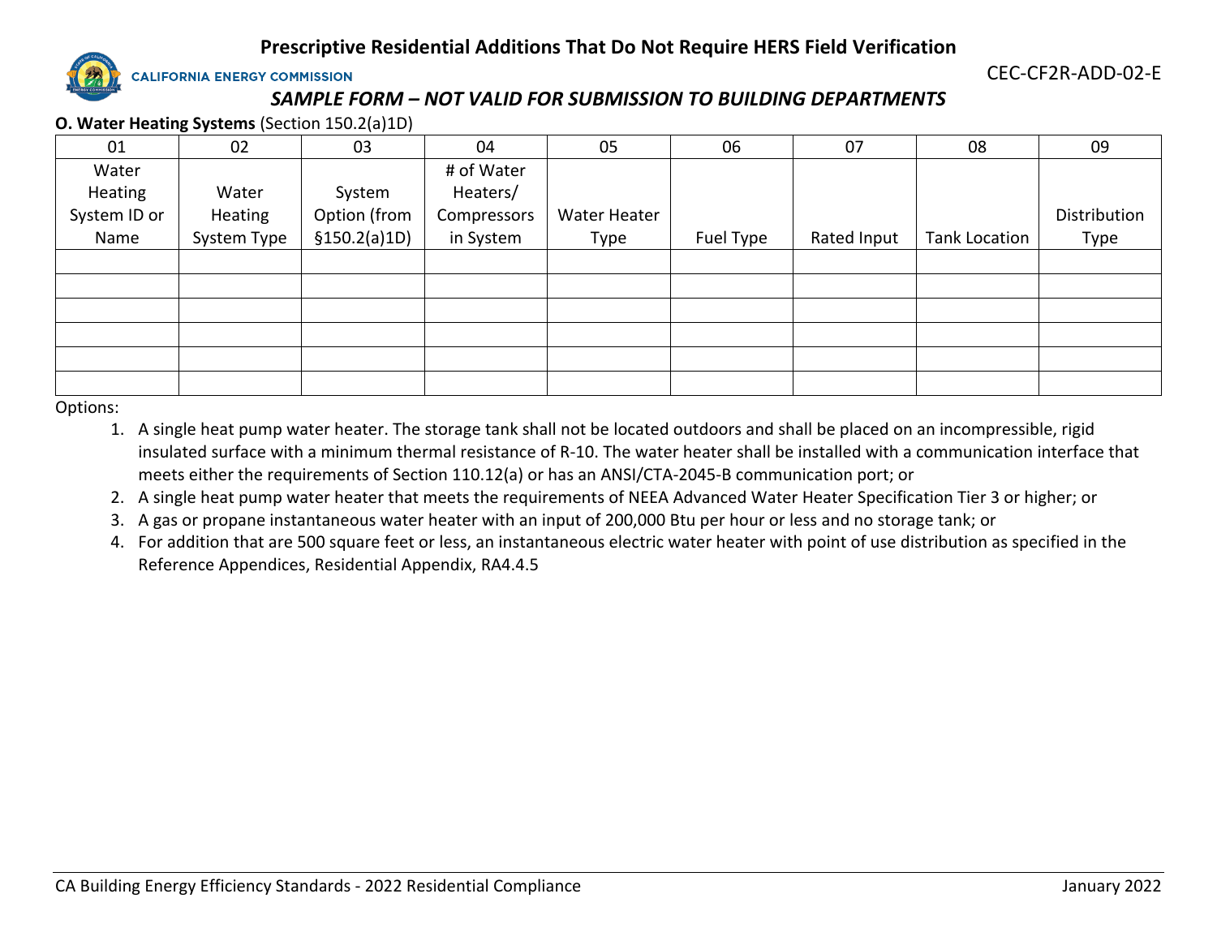# Prescriptive Residential Additions That Do Not Require HERS Field Verification

CALIFORNIA ENERGY COMMISSION

CEC-CF2R-ADD-02-E

*SAMPLE FORM – NOT VALID FOR SUBMISSION TO BUILDING DEPARTMENTS*

**O. Water Heating Systems** (Section 150.2(a)1D)

| 01 | 02 | 03 | 04 | 05 | 06 | 07 | 08 | 09 |
|---|---|---|---|---|---|---|---|---|
| Water Heating System ID or Name | Water Heating System Type | System Option (from §150.2(a)1D) | # of Water Heaters/ Compressors in System | Water Heater Type | Fuel Type | Rated Input | Tank Location | Distribution Type |
| | | | | | | | | |
| | | | | | | | | |
| | | | | | | | | |
| | | | | | | | | |
| | | | | | | | | |
| | | | | | | | | |

Options:

1. A single heat pump water heater. The storage tank shall not be located outdoors and shall be placed on an incompressible, rigid insulated surface with a minimum thermal resistance of R-10. The water heater shall be installed with a communication interface that meets either the requirements of Section 110.12(a) or has an ANSI/CTA-2045-B communication port; or
2. A single heat pump water heater that meets the requirements of NEEA Advanced Water Heater Specification Tier 3 or higher; or
3. A gas or propane instantaneous water heater with an input of 200,000 Btu per hour or less and no storage tank; or
4. For addition that are 500 square feet or less, an instantaneous electric water heater with point of use distribution as specified in the Reference Appendices, Residential Appendix, RA4.4.5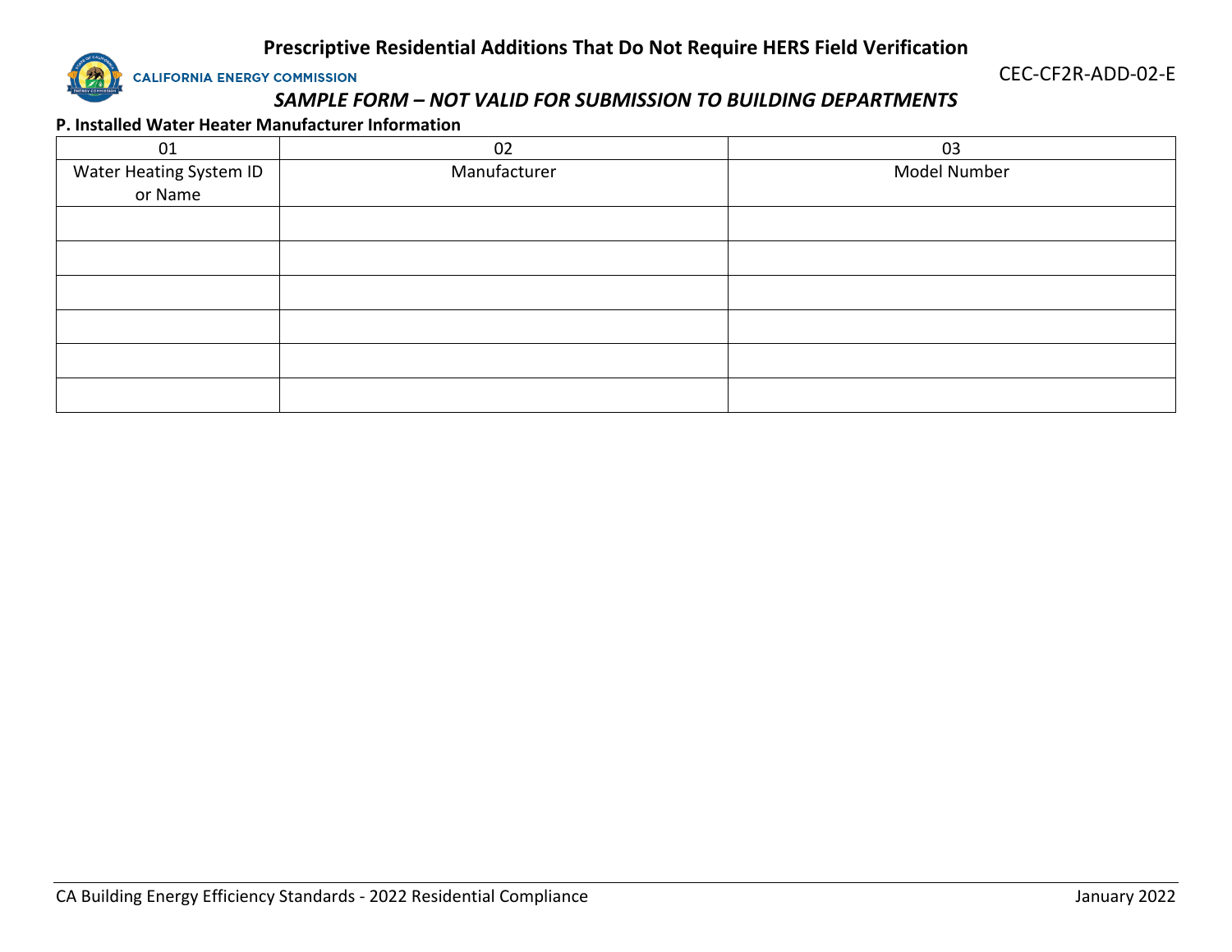# Prescriptive Residential Additions That Do Not Require HERS Field Verification

CEC-CF2R-ADD-02-E

*SAMPLE FORM – NOT VALID FOR SUBMISSION TO BUILDING DEPARTMENTS*

**P. Installed Water Heater Manufacturer Information**

| 01 | 02 | 03 |
|---|---|---|
| Water Heating System ID or Name | Manufacturer | Model Number |
| | | |
| | | |
| | | |
| | | |
| | | |
| | | |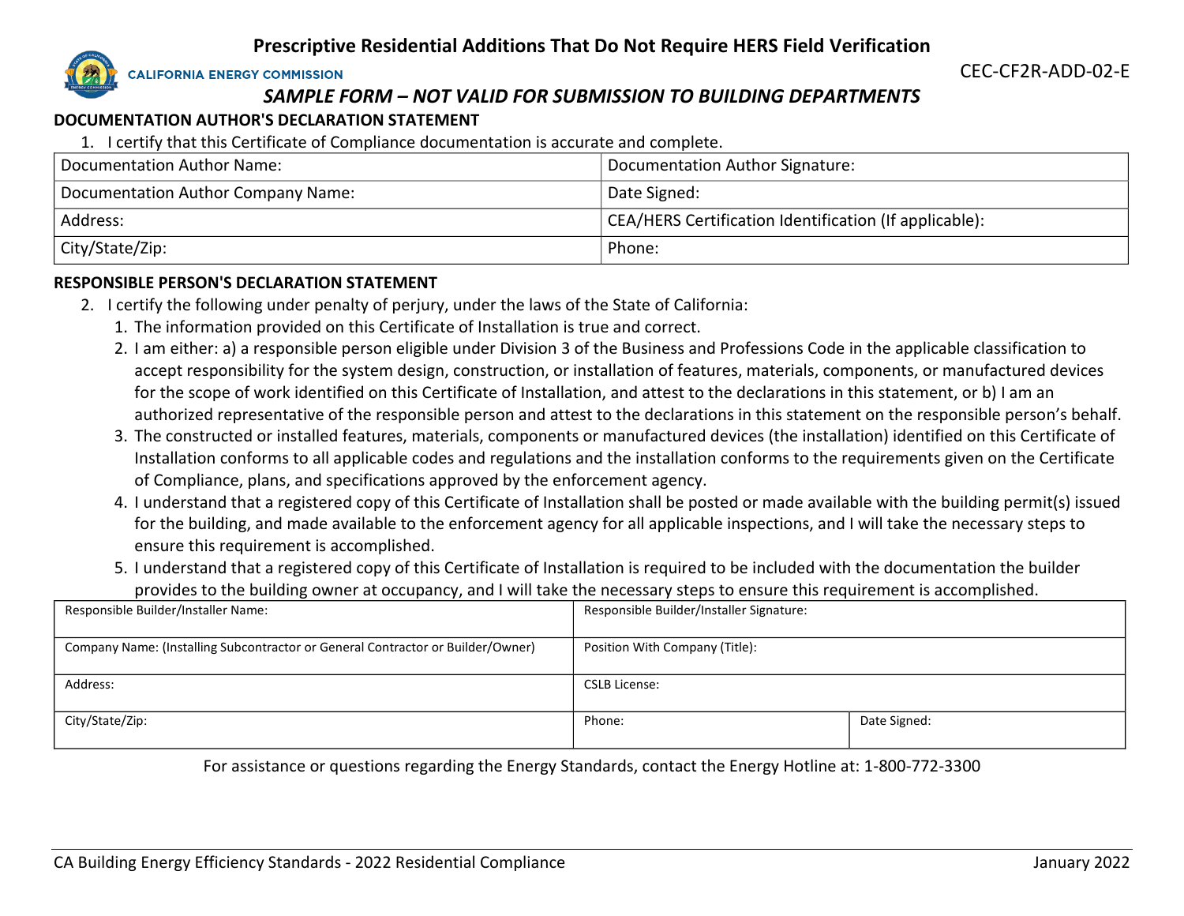# Prescriptive Residential Additions That Do Not Require HERS Field Verification

CALIFORNIA ENERGY COMMISSION

CEC-CF2R-ADD-02-E

*SAMPLE FORM – NOT VALID FOR SUBMISSION TO BUILDING DEPARTMENTS*

**DOCUMENTATION AUTHOR'S DECLARATION STATEMENT**

1. I certify that this Certificate of Compliance documentation is accurate and complete.

| Documentation Author Name: | Documentation Author Signature: |
|---|---|
| Documentation Author Company Name: | Date Signed: |
| Address: | CEA/HERS Certification Identification (If applicable): |
| City/State/Zip: | Phone: |

**RESPONSIBLE PERSON'S DECLARATION STATEMENT**

2. I certify the following under penalty of perjury, under the laws of the State of California:
   1. The information provided on this Certificate of Installation is true and correct.
   2. I am either: a) a responsible person eligible under Division 3 of the Business and Professions Code in the applicable classification to accept responsibility for the system design, construction, or installation of features, materials, components, or manufactured devices for the scope of work identified on this Certificate of Installation, and attest to the declarations in this statement, or b) I am an authorized representative of the responsible person and attest to the declarations in this statement on the responsible person's behalf.
   3. The constructed or installed features, materials, components or manufactured devices (the installation) identified on this Certificate of Installation conforms to all applicable codes and regulations and the installation conforms to the requirements given on the Certificate of Compliance, plans, and specifications approved by the enforcement agency.
   4. I understand that a registered copy of this Certificate of Installation shall be posted or made available with the building permit(s) issued for the building, and made available to the enforcement agency for all applicable inspections, and I will take the necessary steps to ensure this requirement is accomplished.
   5. I understand that a registered copy of this Certificate of Installation is required to be included with the documentation the builder provides to the building owner at occupancy, and I will take the necessary steps to ensure this requirement is accomplished.

| Responsible Builder/Installer Name: | Responsible Builder/Installer Signature: | |
|---|---|---|
| Company Name: (Installing Subcontractor or General Contractor or Builder/Owner) | Position With Company (Title): | |
| Address: | CSLB License: | |
| City/State/Zip: | Phone: | Date Signed: |

For assistance or questions regarding the Energy Standards, contact the Energy Hotline at: 1-800-772-3300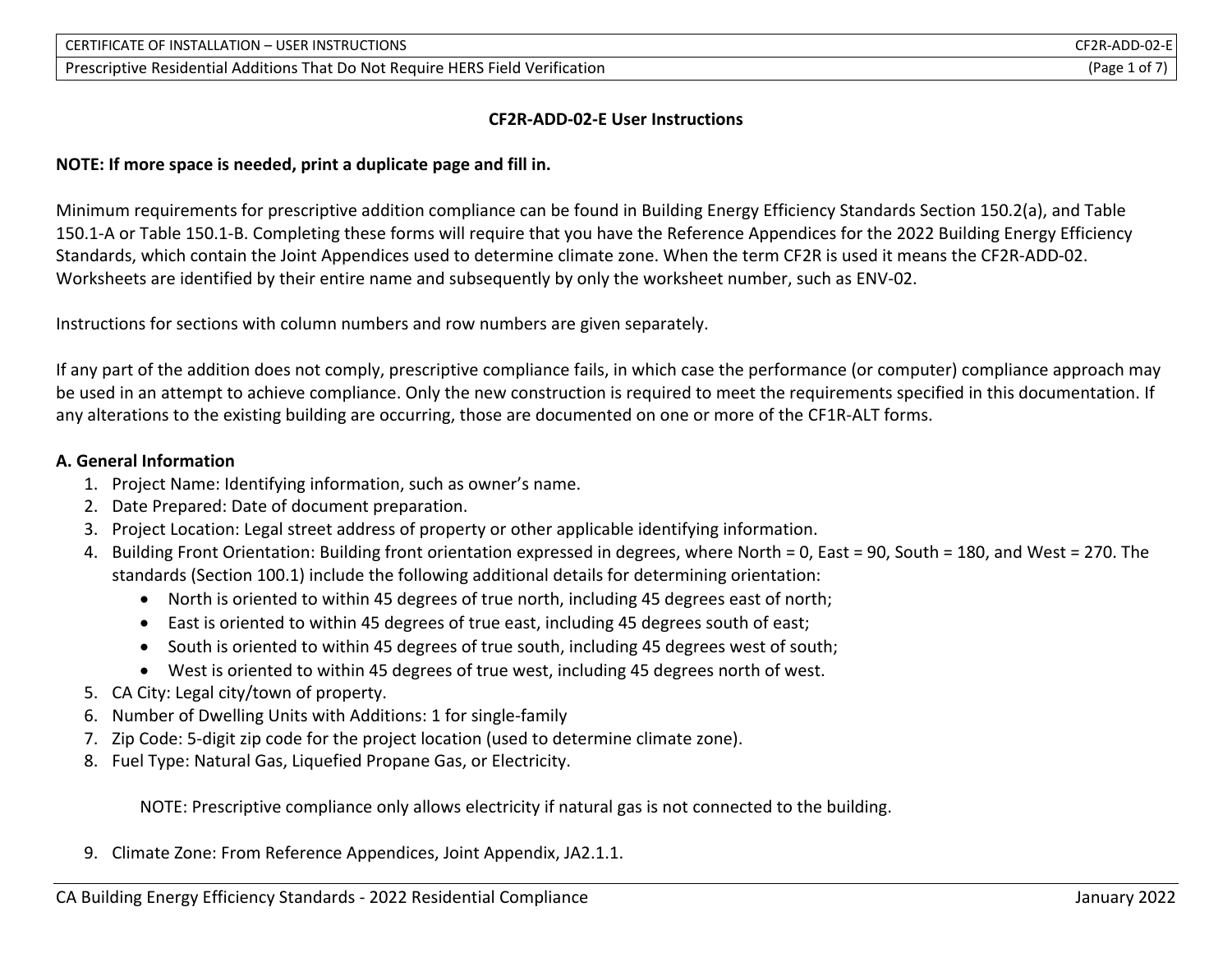## CF2R-ADD-02-E User Instructions

**NOTE: If more space is needed, print a duplicate page and fill in.**

Minimum requirements for prescriptive addition compliance can be found in Building Energy Efficiency Standards Section 150.2(a), and Table 150.1-A or Table 150.1-B. Completing these forms will require that you have the Reference Appendices for the 2022 Building Energy Efficiency Standards, which contain the Joint Appendices used to determine climate zone. When the term CF2R is used it means the CF2R-ADD-02. Worksheets are identified by their entire name and subsequently by only the worksheet number, such as ENV-02.

Instructions for sections with column numbers and row numbers are given separately.

If any part of the addition does not comply, prescriptive compliance fails, in which case the performance (or computer) compliance approach may be used in an attempt to achieve compliance. Only the new construction is required to meet the requirements specified in this documentation. If any alterations to the existing building are occurring, those are documented on one or more of the CF1R-ALT forms.

### A. General Information

1. Project Name: Identifying information, such as owner's name.
2. Date Prepared: Date of document preparation.
3. Project Location: Legal street address of property or other applicable identifying information.
4. Building Front Orientation: Building front orientation expressed in degrees, where North = 0, East = 90, South = 180, and West = 270. The standards (Section 100.1) include the following additional details for determining orientation:
   - North is oriented to within 45 degrees of true north, including 45 degrees east of north;
   - East is oriented to within 45 degrees of true east, including 45 degrees south of east;
   - South is oriented to within 45 degrees of true south, including 45 degrees west of south;
   - West is oriented to within 45 degrees of true west, including 45 degrees north of west.
5. CA City: Legal city/town of property.
6. Number of Dwelling Units with Additions: 1 for single-family
7. Zip Code: 5-digit zip code for the project location (used to determine climate zone).
8. Fuel Type: Natural Gas, Liquefied Propane Gas, or Electricity.

   NOTE: Prescriptive compliance only allows electricity if natural gas is not connected to the building.

9. Climate Zone: From Reference Appendices, Joint Appendix, JA2.1.1.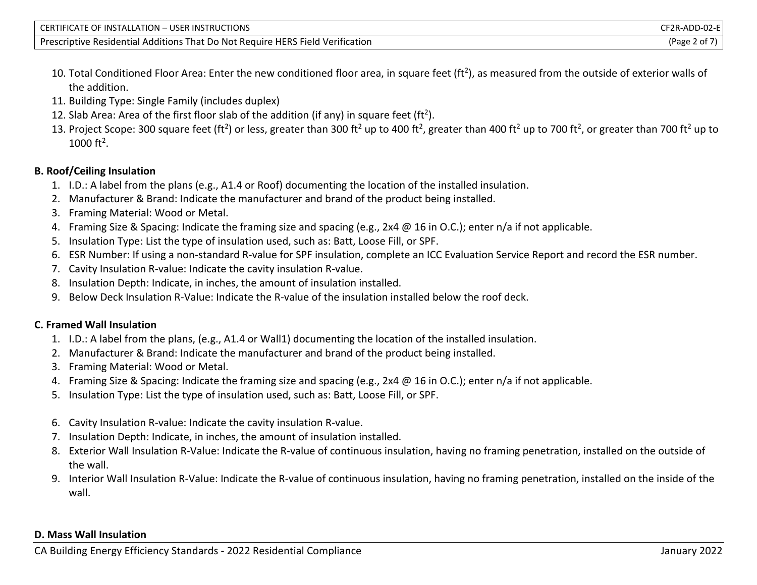10. Total Conditioned Floor Area: Enter the new conditioned floor area, in square feet ($ft^2$), as measured from the outside of exterior walls of the addition.
11. Building Type: Single Family (includes duplex)
12. Slab Area: Area of the first floor slab of the addition (if any) in square feet ($ft^2$).
13. Project Scope: 300 square feet ($ft^2$) or less, greater than 300 $ft^2$ up to 400 $ft^2$, greater than 400 $ft^2$ up to 700 $ft^2$, or greater than 700 $ft^2$ up to 1000 $ft^2$.

**B. Roof/Ceiling Insulation**

1. I.D.: A label from the plans (e.g., A1.4 or Roof) documenting the location of the installed insulation.
2. Manufacturer & Brand: Indicate the manufacturer and brand of the product being installed.
3. Framing Material: Wood or Metal.
4. Framing Size & Spacing: Indicate the framing size and spacing (e.g., 2x4 @ 16 in O.C.); enter n/a if not applicable.
5. Insulation Type: List the type of insulation used, such as: Batt, Loose Fill, or SPF.
6. ESR Number: If using a non-standard R-value for SPF insulation, complete an ICC Evaluation Service Report and record the ESR number.
7. Cavity Insulation R-value: Indicate the cavity insulation R-value.
8. Insulation Depth: Indicate, in inches, the amount of insulation installed.
9. Below Deck Insulation R-Value: Indicate the R-value of the insulation installed below the roof deck.

**C. Framed Wall Insulation**

1. I.D.: A label from the plans, (e.g., A1.4 or Wall1) documenting the location of the installed insulation.
2. Manufacturer & Brand: Indicate the manufacturer and brand of the product being installed.
3. Framing Material: Wood or Metal.
4. Framing Size & Spacing: Indicate the framing size and spacing (e.g., 2x4 @ 16 in O.C.); enter n/a if not applicable.
5. Insulation Type: List the type of insulation used, such as: Batt, Loose Fill, or SPF.
6. Cavity Insulation R-value: Indicate the cavity insulation R-value.
7. Insulation Depth: Indicate, in inches, the amount of insulation installed.
8. Exterior Wall Insulation R-Value: Indicate the R-value of continuous insulation, having no framing penetration, installed on the outside of the wall.
9. Interior Wall Insulation R-Value: Indicate the R-value of continuous insulation, having no framing penetration, installed on the inside of the wall.

**D. Mass Wall Insulation**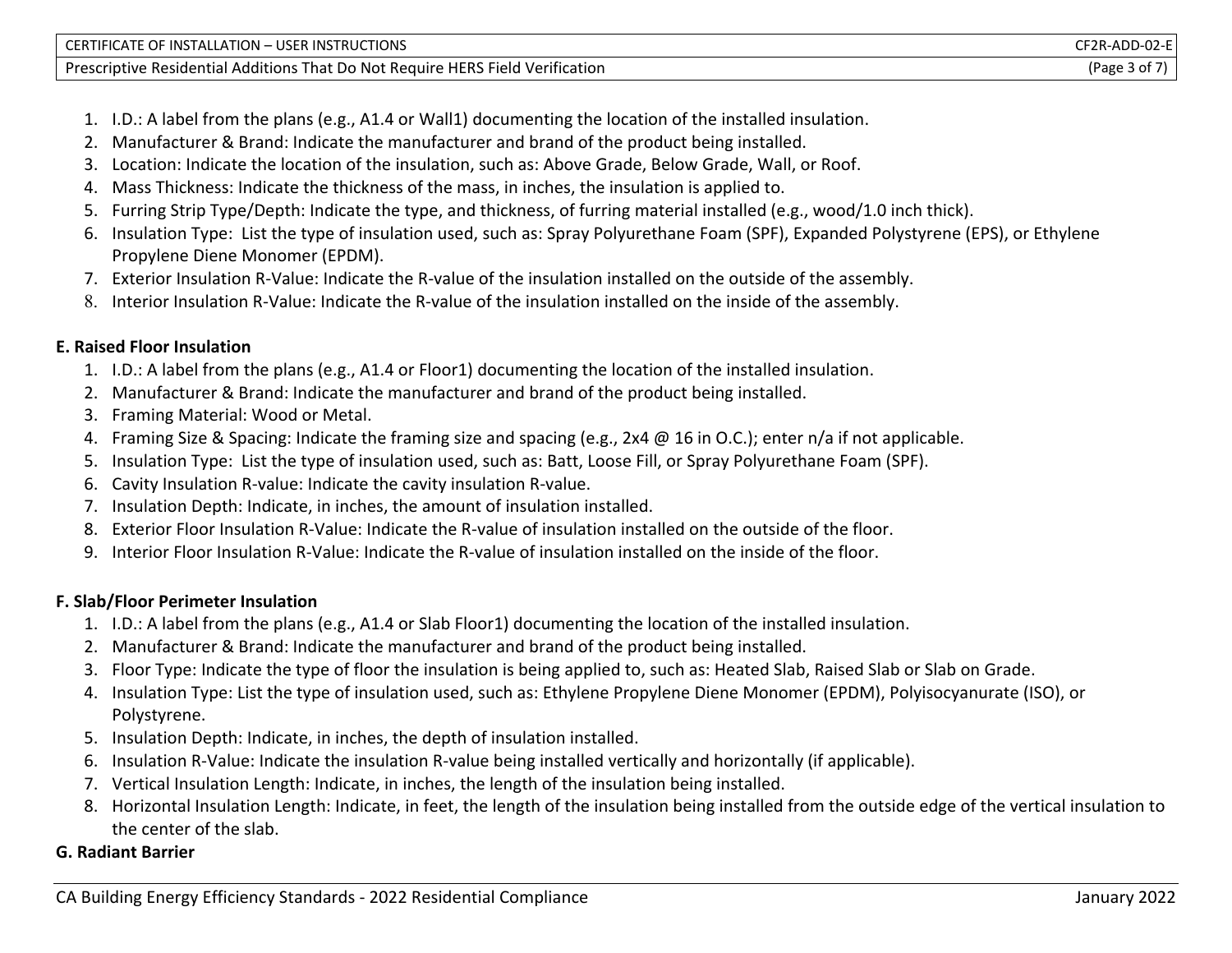1. I.D.: A label from the plans (e.g., A1.4 or Wall1) documenting the location of the installed insulation.
2. Manufacturer & Brand: Indicate the manufacturer and brand of the product being installed.
3. Location: Indicate the location of the insulation, such as: Above Grade, Below Grade, Wall, or Roof.
4. Mass Thickness: Indicate the thickness of the mass, in inches, the insulation is applied to.
5. Furring Strip Type/Depth: Indicate the type, and thickness, of furring material installed (e.g., wood/1.0 inch thick).
6. Insulation Type: List the type of insulation used, such as: Spray Polyurethane Foam (SPF), Expanded Polystyrene (EPS), or Ethylene Propylene Diene Monomer (EPDM).
7. Exterior Insulation R-Value: Indicate the R-value of the insulation installed on the outside of the assembly.
8. Interior Insulation R-Value: Indicate the R-value of the insulation installed on the inside of the assembly.

**E. Raised Floor Insulation**

1. I.D.: A label from the plans (e.g., A1.4 or Floor1) documenting the location of the installed insulation.
2. Manufacturer & Brand: Indicate the manufacturer and brand of the product being installed.
3. Framing Material: Wood or Metal.
4. Framing Size & Spacing: Indicate the framing size and spacing (e.g., 2x4 @ 16 in O.C.); enter n/a if not applicable.
5. Insulation Type: List the type of insulation used, such as: Batt, Loose Fill, or Spray Polyurethane Foam (SPF).
6. Cavity Insulation R-value: Indicate the cavity insulation R-value.
7. Insulation Depth: Indicate, in inches, the amount of insulation installed.
8. Exterior Floor Insulation R-Value: Indicate the R-value of insulation installed on the outside of the floor.
9. Interior Floor Insulation R-Value: Indicate the R-value of insulation installed on the inside of the floor.

**F. Slab/Floor Perimeter Insulation**

1. I.D.: A label from the plans (e.g., A1.4 or Slab Floor1) documenting the location of the installed insulation.
2. Manufacturer & Brand: Indicate the manufacturer and brand of the product being installed.
3. Floor Type: Indicate the type of floor the insulation is being applied to, such as: Heated Slab, Raised Slab or Slab on Grade.
4. Insulation Type: List the type of insulation used, such as: Ethylene Propylene Diene Monomer (EPDM), Polyisocyanurate (ISO), or Polystyrene.
5. Insulation Depth: Indicate, in inches, the depth of insulation installed.
6. Insulation R-Value: Indicate the insulation R-value being installed vertically and horizontally (if applicable).
7. Vertical Insulation Length: Indicate, in inches, the length of the insulation being installed.
8. Horizontal Insulation Length: Indicate, in feet, the length of the insulation being installed from the outside edge of the vertical insulation to the center of the slab.

**G. Radiant Barrier**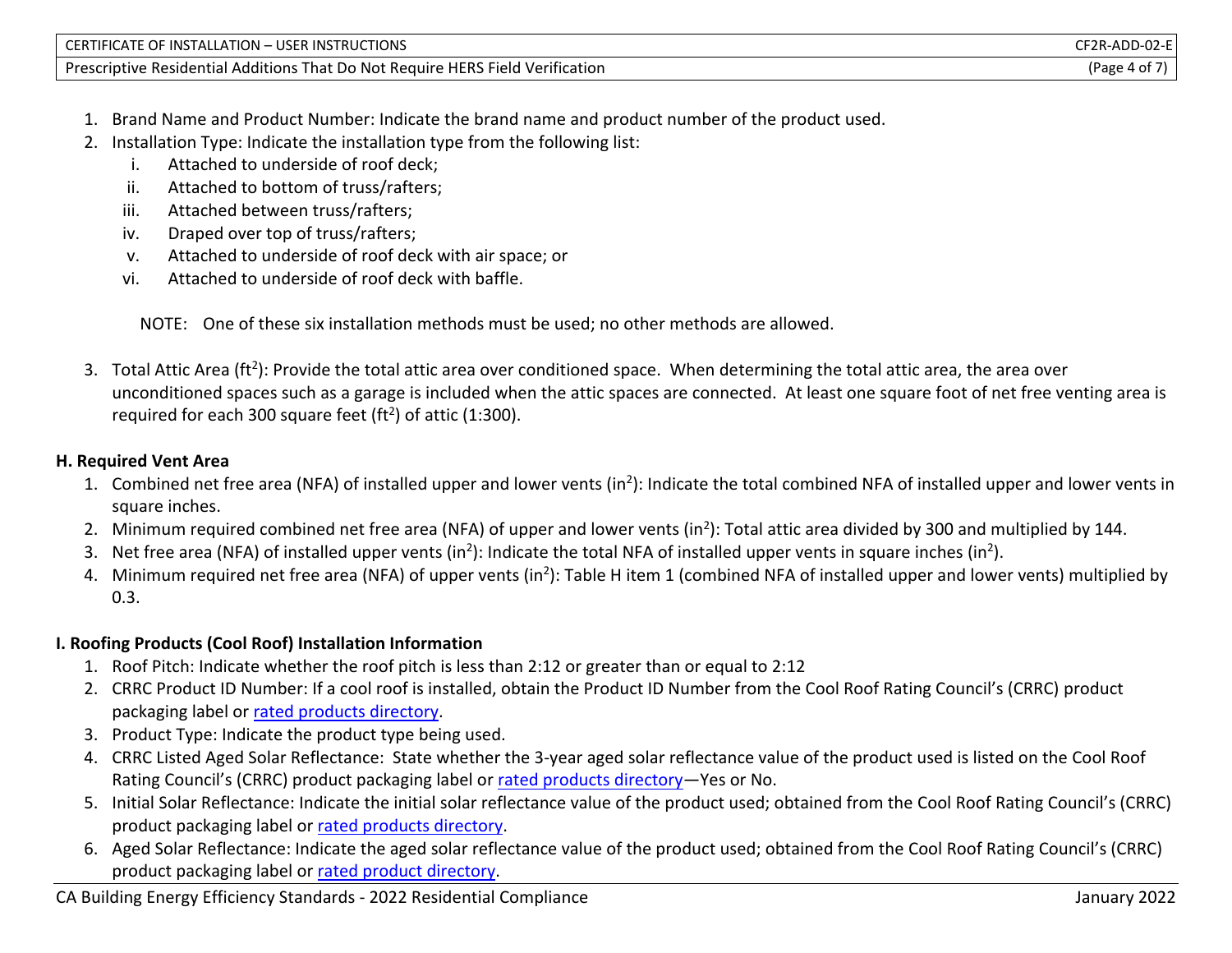1. Brand Name and Product Number: Indicate the brand name and product number of the product used.
2. Installation Type: Indicate the installation type from the following list:
   i. Attached to underside of roof deck;
   ii. Attached to bottom of truss/rafters;
   iii. Attached between truss/rafters;
   iv. Draped over top of truss/rafters;
   v. Attached to underside of roof deck with air space; or
   vi. Attached to underside of roof deck with baffle.

   NOTE: One of these six installation methods must be used; no other methods are allowed.

3. Total Attic Area (ft$^2$): Provide the total attic area over conditioned space. When determining the total attic area, the area over unconditioned spaces such as a garage is included when the attic spaces are connected. At least one square foot of net free venting area is required for each 300 square feet (ft$^2$) of attic (1:300).

**H. Required Vent Area**

1. Combined net free area (NFA) of installed upper and lower vents (in$^2$): Indicate the total combined NFA of installed upper and lower vents in square inches.
2. Minimum required combined net free area (NFA) of upper and lower vents (in$^2$): Total attic area divided by 300 and multiplied by 144.
3. Net free area (NFA) of installed upper vents (in$^2$): Indicate the total NFA of installed upper vents in square inches (in$^2$).
4. Minimum required net free area (NFA) of upper vents (in$^2$): Table H item 1 (combined NFA of installed upper and lower vents) multiplied by 0.3.

**I. Roofing Products (Cool Roof) Installation Information**

1. Roof Pitch: Indicate whether the roof pitch is less than 2:12 or greater than or equal to 2:12
2. CRRC Product ID Number: If a cool roof is installed, obtain the Product ID Number from the Cool Roof Rating Council's (CRRC) product packaging label or rated products directory.
3. Product Type: Indicate the product type being used.
4. CRRC Listed Aged Solar Reflectance: State whether the 3-year aged solar reflectance value of the product used is listed on the Cool Roof Rating Council's (CRRC) product packaging label or rated products directory—Yes or No.
5. Initial Solar Reflectance: Indicate the initial solar reflectance value of the product used; obtained from the Cool Roof Rating Council's (CRRC) product packaging label or rated products directory.
6. Aged Solar Reflectance: Indicate the aged solar reflectance value of the product used; obtained from the Cool Roof Rating Council's (CRRC) product packaging label or rated product directory.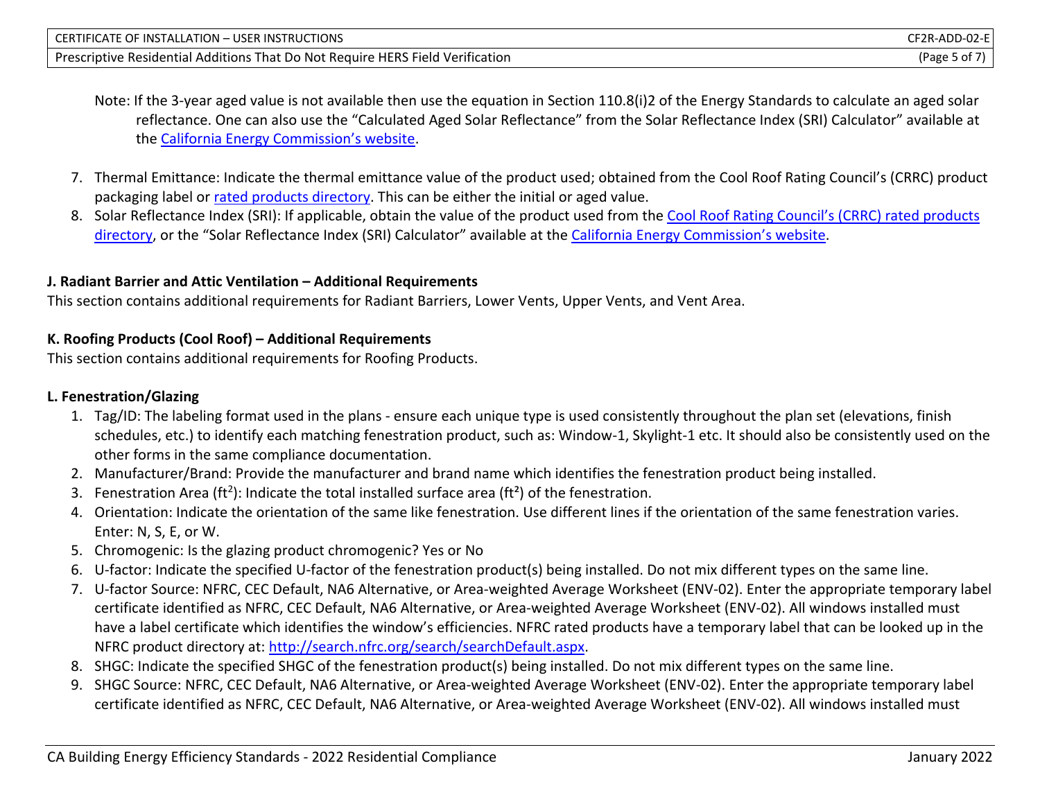Note: If the 3-year aged value is not available then use the equation in Section 110.8(i)2 of the Energy Standards to calculate an aged solar reflectance. One can also use the "Calculated Aged Solar Reflectance" from the Solar Reflectance Index (SRI) Calculator" available at the California Energy Commission's website.

7. Thermal Emittance: Indicate the thermal emittance value of the product used; obtained from the Cool Roof Rating Council's (CRRC) product packaging label or rated products directory. This can be either the initial or aged value.
8. Solar Reflectance Index (SRI): If applicable, obtain the value of the product used from the Cool Roof Rating Council's (CRRC) rated products directory, or the "Solar Reflectance Index (SRI) Calculator" available at the California Energy Commission's website.

### J. Radiant Barrier and Attic Ventilation – Additional Requirements

This section contains additional requirements for Radiant Barriers, Lower Vents, Upper Vents, and Vent Area.

### K. Roofing Products (Cool Roof) – Additional Requirements

This section contains additional requirements for Roofing Products.

### L. Fenestration/Glazing

1. Tag/ID: The labeling format used in the plans - ensure each unique type is used consistently throughout the plan set (elevations, finish schedules, etc.) to identify each matching fenestration product, such as: Window-1, Skylight-1 etc. It should also be consistently used on the other forms in the same compliance documentation.
2. Manufacturer/Brand: Provide the manufacturer and brand name which identifies the fenestration product being installed.
3. Fenestration Area ($ft^2$): Indicate the total installed surface area ($ft^2$) of the fenestration.
4. Orientation: Indicate the orientation of the same like fenestration. Use different lines if the orientation of the same fenestration varies. Enter: N, S, E, or W.
5. Chromogenic: Is the glazing product chromogenic? Yes or No
6. U-factor: Indicate the specified U-factor of the fenestration product(s) being installed. Do not mix different types on the same line.
7. U-factor Source: NFRC, CEC Default, NA6 Alternative, or Area-weighted Average Worksheet (ENV-02). Enter the appropriate temporary label certificate identified as NFRC, CEC Default, NA6 Alternative, or Area-weighted Average Worksheet (ENV-02). All windows installed must have a label certificate which identifies the window's efficiencies. NFRC rated products have a temporary label that can be looked up in the NFRC product directory at: http://search.nfrc.org/search/searchDefault.aspx.
8. SHGC: Indicate the specified SHGC of the fenestration product(s) being installed. Do not mix different types on the same line.
9. SHGC Source: NFRC, CEC Default, NA6 Alternative, or Area-weighted Average Worksheet (ENV-02). Enter the appropriate temporary label certificate identified as NFRC, CEC Default, NA6 Alternative, or Area-weighted Average Worksheet (ENV-02). All windows installed must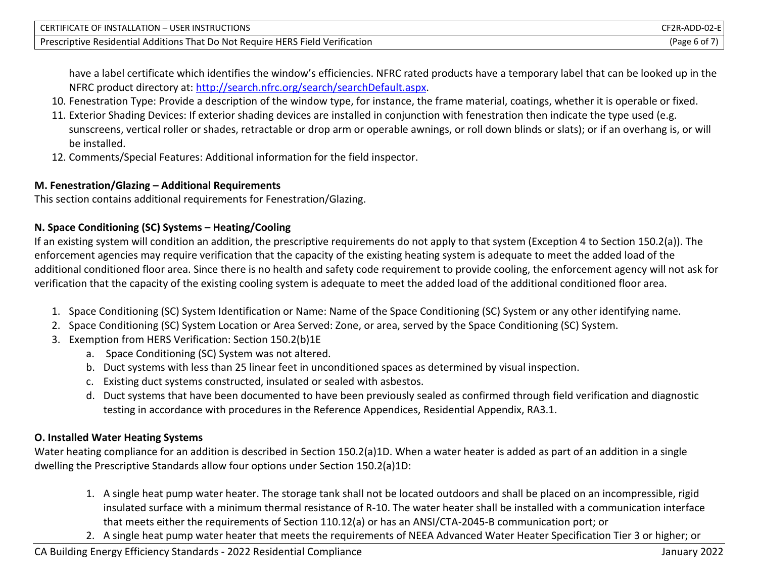have a label certificate which identifies the window's efficiencies. NFRC rated products have a temporary label that can be looked up in the NFRC product directory at: http://search.nfrc.org/search/searchDefault.aspx.

10. Fenestration Type: Provide a description of the window type, for instance, the frame material, coatings, whether it is operable or fixed.
11. Exterior Shading Devices: If exterior shading devices are installed in conjunction with fenestration then indicate the type used (e.g. sunscreens, vertical roller or shades, retractable or drop arm or operable awnings, or roll down blinds or slats); or if an overhang is, or will be installed.
12. Comments/Special Features: Additional information for the field inspector.

**M. Fenestration/Glazing – Additional Requirements**

This section contains additional requirements for Fenestration/Glazing.

**N. Space Conditioning (SC) Systems – Heating/Cooling**

If an existing system will condition an addition, the prescriptive requirements do not apply to that system (Exception 4 to Section 150.2(a)). The enforcement agencies may require verification that the capacity of the existing heating system is adequate to meet the added load of the additional conditioned floor area. Since there is no health and safety code requirement to provide cooling, the enforcement agency will not ask for verification that the capacity of the existing cooling system is adequate to meet the added load of the additional conditioned floor area.

1. Space Conditioning (SC) System Identification or Name: Name of the Space Conditioning (SC) System or any other identifying name.
2. Space Conditioning (SC) System Location or Area Served: Zone, or area, served by the Space Conditioning (SC) System.
3. Exemption from HERS Verification: Section 150.2(b)1E
   a. Space Conditioning (SC) System was not altered.
   b. Duct systems with less than 25 linear feet in unconditioned spaces as determined by visual inspection.
   c. Existing duct systems constructed, insulated or sealed with asbestos.
   d. Duct systems that have been documented to have been previously sealed as confirmed through field verification and diagnostic testing in accordance with procedures in the Reference Appendices, Residential Appendix, RA3.1.

**O. Installed Water Heating Systems**

Water heating compliance for an addition is described in Section 150.2(a)1D. When a water heater is added as part of an addition in a single dwelling the Prescriptive Standards allow four options under Section 150.2(a)1D:

1. A single heat pump water heater. The storage tank shall not be located outdoors and shall be placed on an incompressible, rigid insulated surface with a minimum thermal resistance of R-10. The water heater shall be installed with a communication interface that meets either the requirements of Section 110.12(a) or has an ANSI/CTA-2045-B communication port; or
2. A single heat pump water heater that meets the requirements of NEEA Advanced Water Heater Specification Tier 3 or higher; or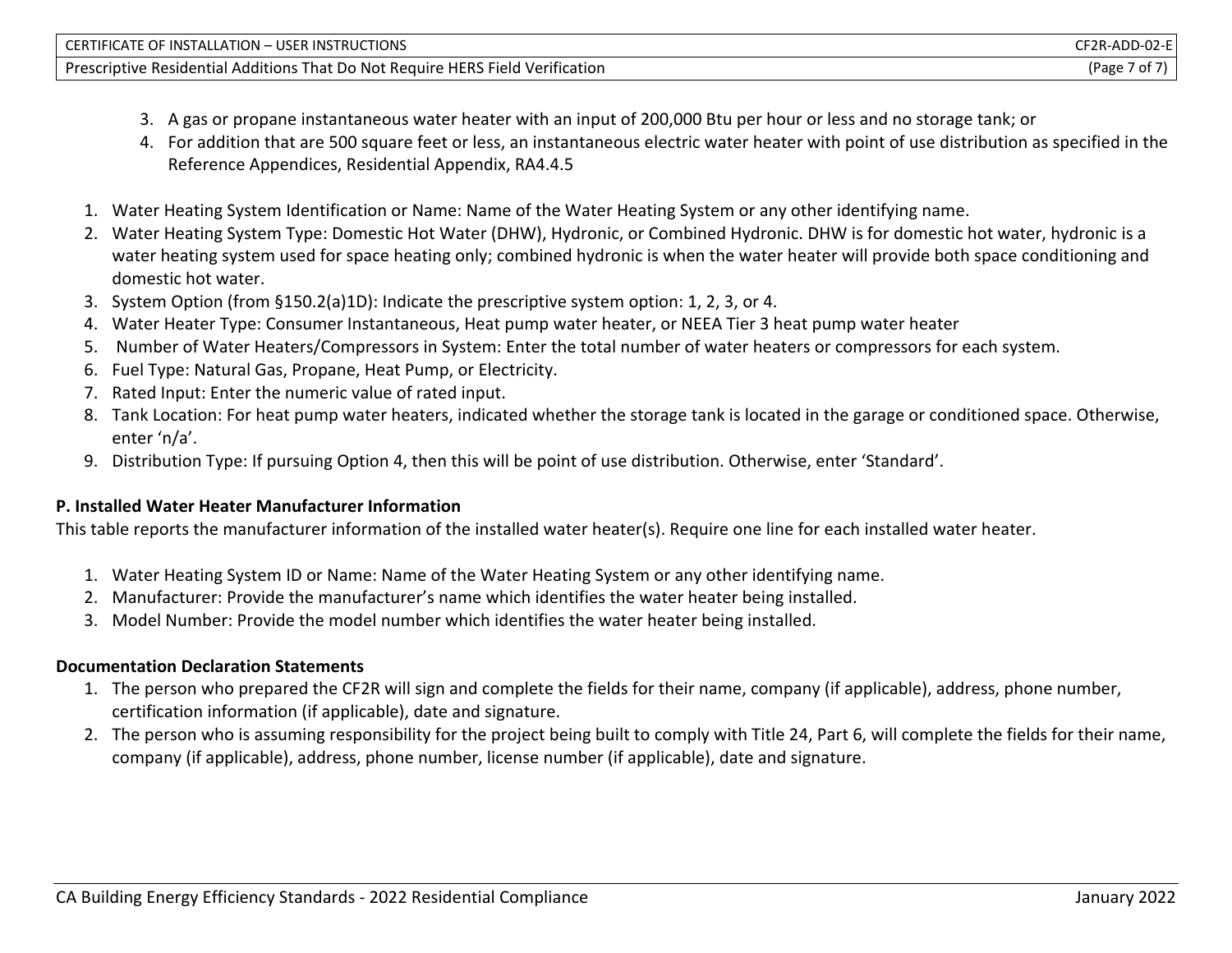3. A gas or propane instantaneous water heater with an input of 200,000 Btu per hour or less and no storage tank; or
4. For addition that are 500 square feet or less, an instantaneous electric water heater with point of use distribution as specified in the Reference Appendices, Residential Appendix, RA4.4.5

1. Water Heating System Identification or Name: Name of the Water Heating System or any other identifying name.
2. Water Heating System Type: Domestic Hot Water (DHW), Hydronic, or Combined Hydronic. DHW is for domestic hot water, hydronic is a water heating system used for space heating only; combined hydronic is when the water heater will provide both space conditioning and domestic hot water.
3. System Option (from §150.2(a)1D): Indicate the prescriptive system option: 1, 2, 3, or 4.
4. Water Heater Type: Consumer Instantaneous, Heat pump water heater, or NEEA Tier 3 heat pump water heater
5. Number of Water Heaters/Compressors in System: Enter the total number of water heaters or compressors for each system.
6. Fuel Type: Natural Gas, Propane, Heat Pump, or Electricity.
7. Rated Input: Enter the numeric value of rated input.
8. Tank Location: For heat pump water heaters, indicated whether the storage tank is located in the garage or conditioned space. Otherwise, enter 'n/a'.
9. Distribution Type: If pursuing Option 4, then this will be point of use distribution. Otherwise, enter 'Standard'.

**P. Installed Water Heater Manufacturer Information**

This table reports the manufacturer information of the installed water heater(s). Require one line for each installed water heater.

1. Water Heating System ID or Name: Name of the Water Heating System or any other identifying name.
2. Manufacturer: Provide the manufacturer's name which identifies the water heater being installed.
3. Model Number: Provide the model number which identifies the water heater being installed.

**Documentation Declaration Statements**

1. The person who prepared the CF2R will sign and complete the fields for their name, company (if applicable), address, phone number, certification information (if applicable), date and signature.
2. The person who is assuming responsibility for the project being built to comply with Title 24, Part 6, will complete the fields for their name, company (if applicable), address, phone number, license number (if applicable), date and signature.